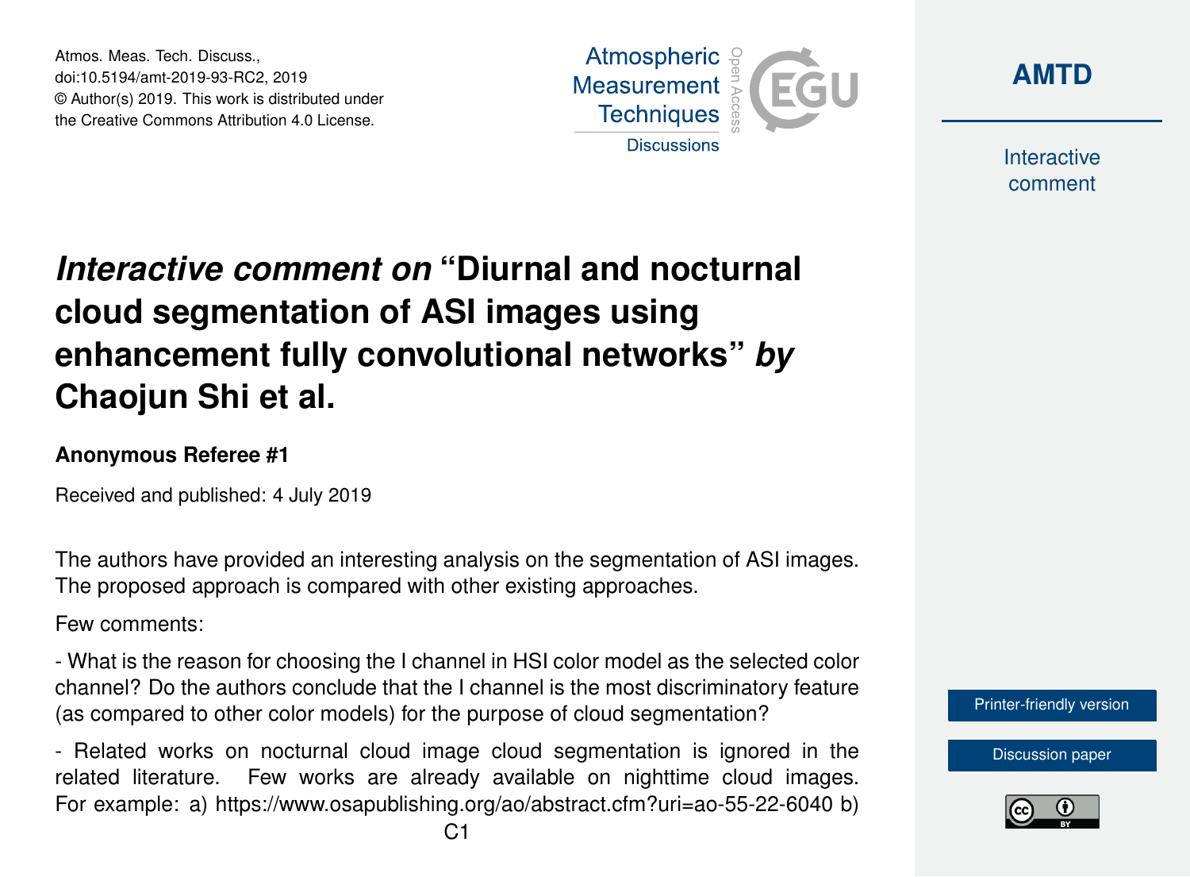# *Interactive comment on* "Diurnal and nocturnal cloud segmentation of ASI images using enhancement fully convolutional networks" *by* Chaojun Shi et al.

**Anonymous Referee #1**

Received and published: 4 July 2019

The authors have provided an interesting analysis on the segmentation of ASI images. The proposed approach is compared with other existing approaches.

Few comments:

- What is the reason for choosing the I channel in HSI color model as the selected color channel? Do the authors conclude that the I channel is the most discriminatory feature (as compared to other color models) for the purpose of cloud segmentation?

- Related works on nocturnal cloud image cloud segmentation is ignored in the related literature. Few works are already available on nighttime cloud images. For example: a) https://www.osapublishing.org/ao/abstract.cfm?uri=ao-55-22-6040 b)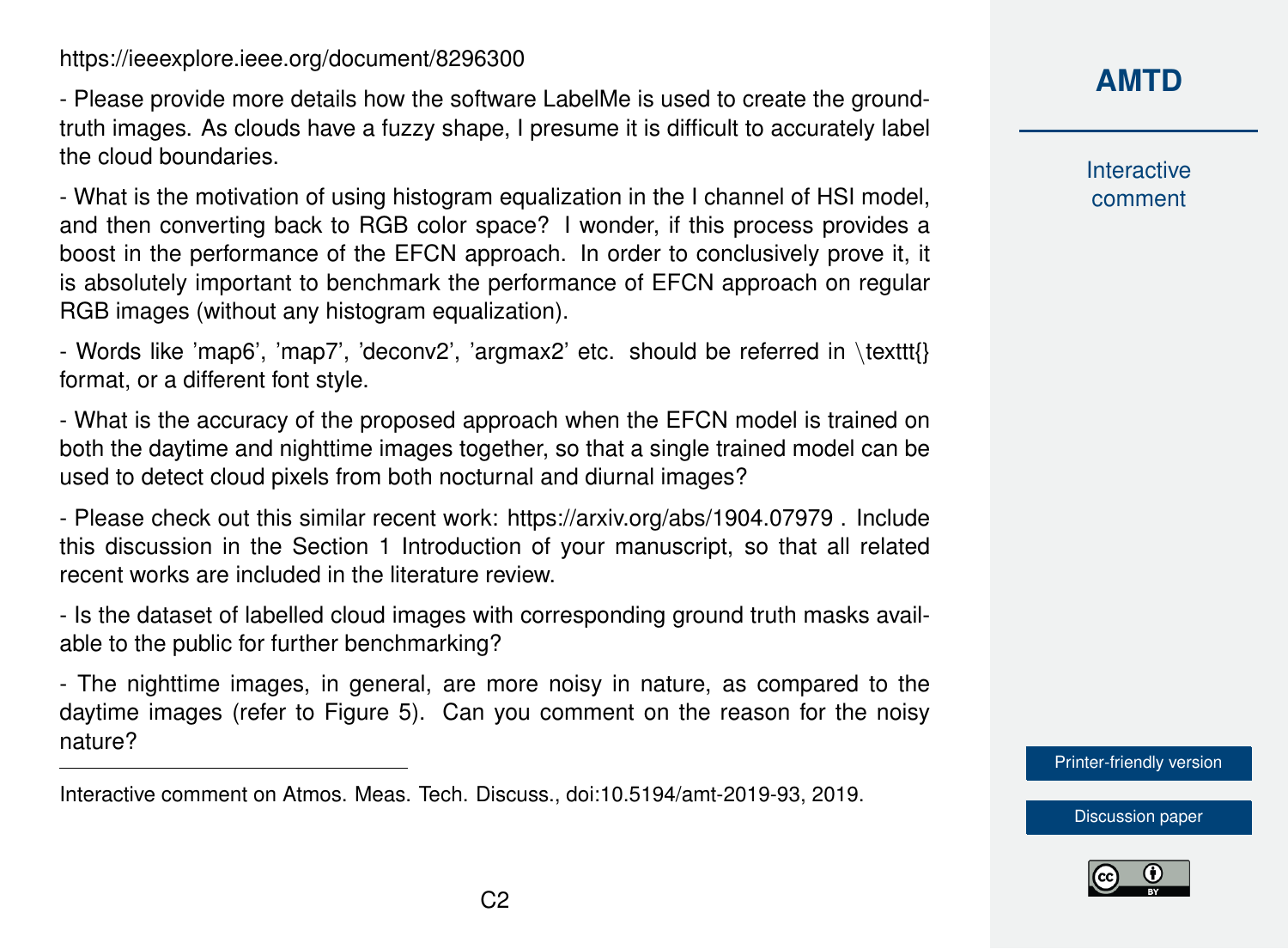https://ieeexplore.ieee.org/document/8296300

- Please provide more details how the software LabelMe is used to create the ground-truth images. As clouds have a fuzzy shape, I presume it is difficult to accurately label the cloud boundaries.

- What is the motivation of using histogram equalization in the I channel of HSI model, and then converting back to RGB color space? I wonder, if this process provides a boost in the performance of the EFCN approach. In order to conclusively prove it, it is absolutely important to benchmark the performance of EFCN approach on regular RGB images (without any histogram equalization).

- Words like 'map6', 'map7', 'deconv2', 'argmax2' etc. should be referred in \texttt{} format, or a different font style.

- What is the accuracy of the proposed approach when the EFCN model is trained on both the daytime and nighttime images together, so that a single trained model can be used to detect cloud pixels from both nocturnal and diurnal images?

- Please check out this similar recent work: https://arxiv.org/abs/1904.07979 . Include this discussion in the Section 1 Introduction of your manuscript, so that all related recent works are included in the literature review.

- Is the dataset of labelled cloud images with corresponding ground truth masks available to the public for further benchmarking?

- The nighttime images, in general, are more noisy in nature, as compared to the daytime images (refer to Figure 5). Can you comment on the reason for the noisy nature?

---

Interactive comment on Atmos. Meas. Tech. Discuss., doi:10.5194/amt-2019-93, 2019.